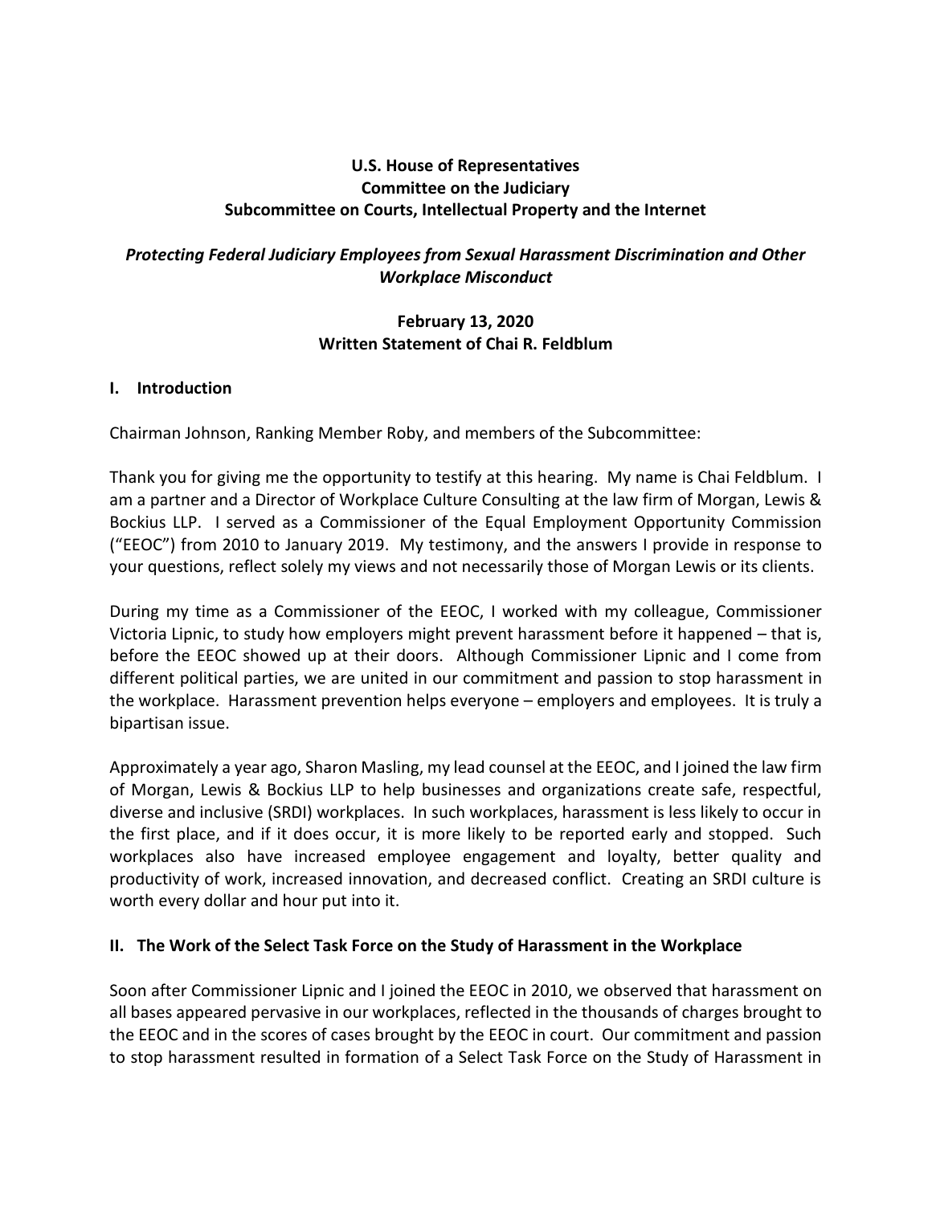**U.S. House of Representatives**
**Committee on the Judiciary**
**Subcommittee on Courts, Intellectual Property and the Internet**

***Protecting Federal Judiciary Employees from Sexual Harassment Discrimination and Other Workplace Misconduct***

**February 13, 2020**
**Written Statement of Chai R. Feldblum**

## I. Introduction

Chairman Johnson, Ranking Member Roby, and members of the Subcommittee:

Thank you for giving me the opportunity to testify at this hearing. My name is Chai Feldblum. I am a partner and a Director of Workplace Culture Consulting at the law firm of Morgan, Lewis & Bockius LLP. I served as a Commissioner of the Equal Employment Opportunity Commission ("EEOC") from 2010 to January 2019. My testimony, and the answers I provide in response to your questions, reflect solely my views and not necessarily those of Morgan Lewis or its clients.

During my time as a Commissioner of the EEOC, I worked with my colleague, Commissioner Victoria Lipnic, to study how employers might prevent harassment before it happened – that is, before the EEOC showed up at their doors. Although Commissioner Lipnic and I come from different political parties, we are united in our commitment and passion to stop harassment in the workplace. Harassment prevention helps everyone – employers and employees. It is truly a bipartisan issue.

Approximately a year ago, Sharon Masling, my lead counsel at the EEOC, and I joined the law firm of Morgan, Lewis & Bockius LLP to help businesses and organizations create safe, respectful, diverse and inclusive (SRDI) workplaces. In such workplaces, harassment is less likely to occur in the first place, and if it does occur, it is more likely to be reported early and stopped. Such workplaces also have increased employee engagement and loyalty, better quality and productivity of work, increased innovation, and decreased conflict. Creating an SRDI culture is worth every dollar and hour put into it.

## II. The Work of the Select Task Force on the Study of Harassment in the Workplace

Soon after Commissioner Lipnic and I joined the EEOC in 2010, we observed that harassment on all bases appeared pervasive in our workplaces, reflected in the thousands of charges brought to the EEOC and in the scores of cases brought by the EEOC in court. Our commitment and passion to stop harassment resulted in formation of a Select Task Force on the Study of Harassment in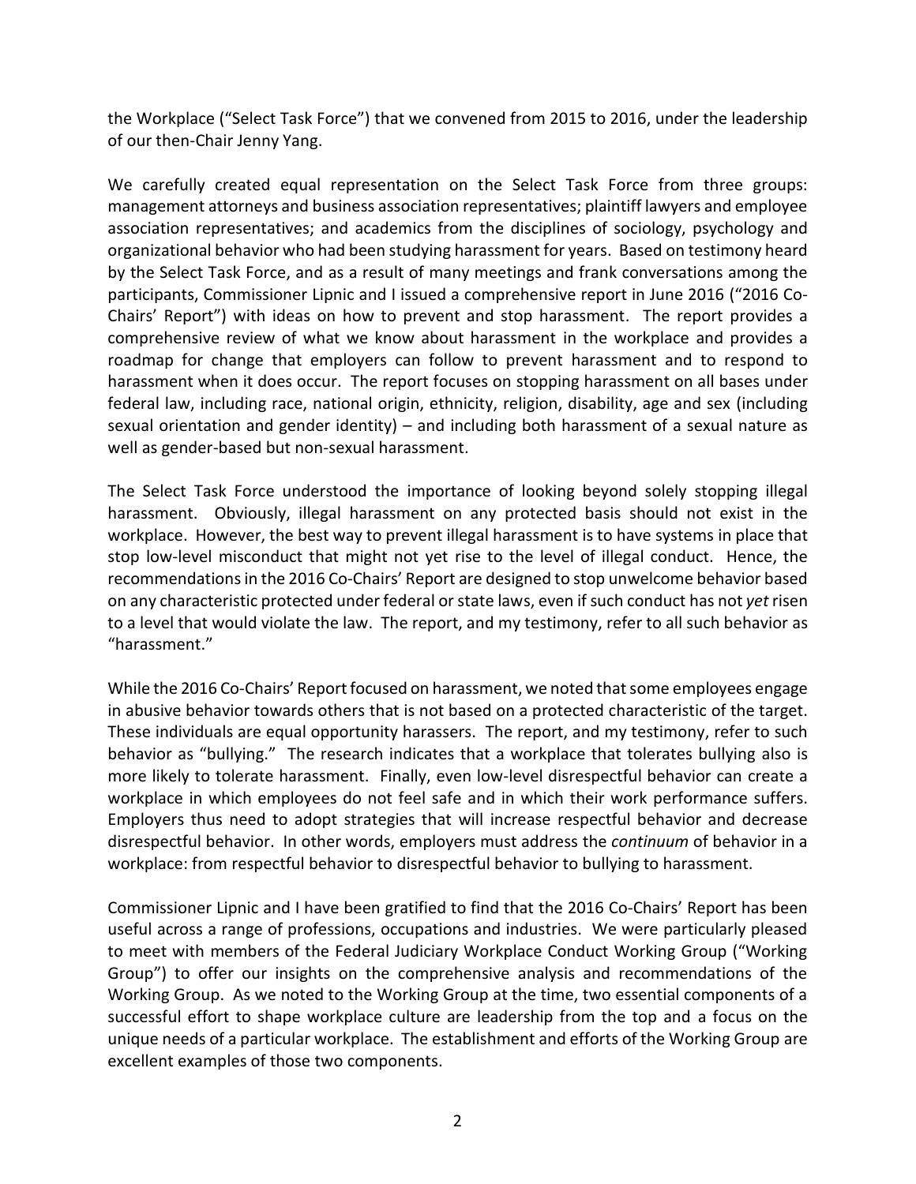the Workplace ("Select Task Force") that we convened from 2015 to 2016, under the leadership of our then-Chair Jenny Yang.

We carefully created equal representation on the Select Task Force from three groups: management attorneys and business association representatives; plaintiff lawyers and employee association representatives; and academics from the disciplines of sociology, psychology and organizational behavior who had been studying harassment for years. Based on testimony heard by the Select Task Force, and as a result of many meetings and frank conversations among the participants, Commissioner Lipnic and I issued a comprehensive report in June 2016 ("2016 Co-Chairs' Report") with ideas on how to prevent and stop harassment. The report provides a comprehensive review of what we know about harassment in the workplace and provides a roadmap for change that employers can follow to prevent harassment and to respond to harassment when it does occur. The report focuses on stopping harassment on all bases under federal law, including race, national origin, ethnicity, religion, disability, age and sex (including sexual orientation and gender identity) – and including both harassment of a sexual nature as well as gender-based but non-sexual harassment.

The Select Task Force understood the importance of looking beyond solely stopping illegal harassment. Obviously, illegal harassment on any protected basis should not exist in the workplace. However, the best way to prevent illegal harassment is to have systems in place that stop low-level misconduct that might not yet rise to the level of illegal conduct. Hence, the recommendations in the 2016 Co-Chairs' Report are designed to stop unwelcome behavior based on any characteristic protected under federal or state laws, even if such conduct has not *yet* risen to a level that would violate the law. The report, and my testimony, refer to all such behavior as "harassment."

While the 2016 Co-Chairs' Report focused on harassment, we noted that some employees engage in abusive behavior towards others that is not based on a protected characteristic of the target. These individuals are equal opportunity harassers. The report, and my testimony, refer to such behavior as "bullying." The research indicates that a workplace that tolerates bullying also is more likely to tolerate harassment. Finally, even low-level disrespectful behavior can create a workplace in which employees do not feel safe and in which their work performance suffers. Employers thus need to adopt strategies that will increase respectful behavior and decrease disrespectful behavior. In other words, employers must address the *continuum* of behavior in a workplace: from respectful behavior to disrespectful behavior to bullying to harassment.

Commissioner Lipnic and I have been gratified to find that the 2016 Co-Chairs' Report has been useful across a range of professions, occupations and industries. We were particularly pleased to meet with members of the Federal Judiciary Workplace Conduct Working Group ("Working Group") to offer our insights on the comprehensive analysis and recommendations of the Working Group. As we noted to the Working Group at the time, two essential components of a successful effort to shape workplace culture are leadership from the top and a focus on the unique needs of a particular workplace. The establishment and efforts of the Working Group are excellent examples of those two components.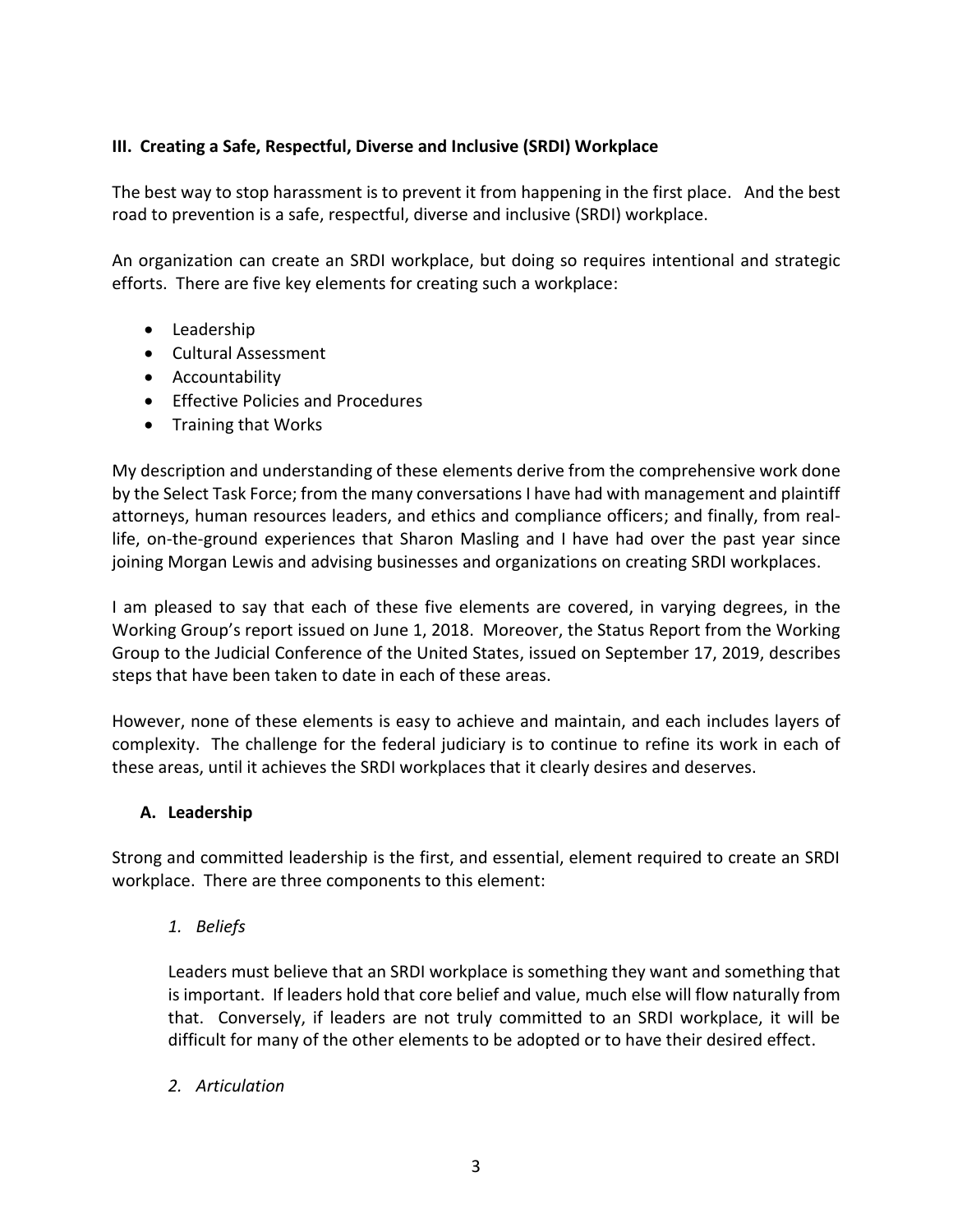## III. Creating a Safe, Respectful, Diverse and Inclusive (SRDI) Workplace

The best way to stop harassment is to prevent it from happening in the first place. And the best road to prevention is a safe, respectful, diverse and inclusive (SRDI) workplace.

An organization can create an SRDI workplace, but doing so requires intentional and strategic efforts. There are five key elements for creating such a workplace:

- Leadership
- Cultural Assessment
- Accountability
- Effective Policies and Procedures
- Training that Works

My description and understanding of these elements derive from the comprehensive work done by the Select Task Force; from the many conversations I have had with management and plaintiff attorneys, human resources leaders, and ethics and compliance officers; and finally, from real-life, on-the-ground experiences that Sharon Masling and I have had over the past year since joining Morgan Lewis and advising businesses and organizations on creating SRDI workplaces.

I am pleased to say that each of these five elements are covered, in varying degrees, in the Working Group's report issued on June 1, 2018. Moreover, the Status Report from the Working Group to the Judicial Conference of the United States, issued on September 17, 2019, describes steps that have been taken to date in each of these areas.

However, none of these elements is easy to achieve and maintain, and each includes layers of complexity. The challenge for the federal judiciary is to continue to refine its work in each of these areas, until it achieves the SRDI workplaces that it clearly desires and deserves.

### A. Leadership

Strong and committed leadership is the first, and essential, element required to create an SRDI workplace. There are three components to this element:

1. *Beliefs*

   Leaders must believe that an SRDI workplace is something they want and something that is important. If leaders hold that core belief and value, much else will flow naturally from that. Conversely, if leaders are not truly committed to an SRDI workplace, it will be difficult for many of the other elements to be adopted or to have their desired effect.

2. *Articulation*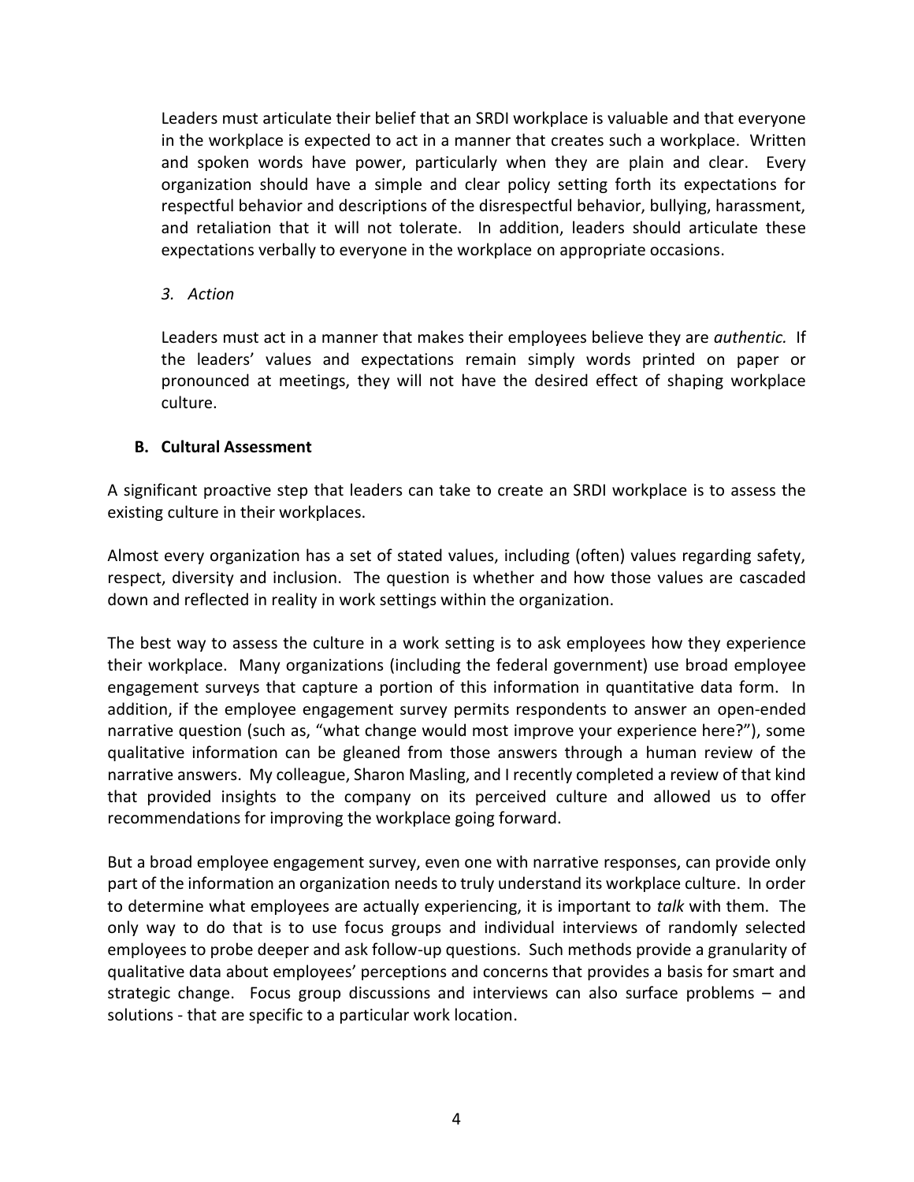Leaders must articulate their belief that an SRDI workplace is valuable and that everyone in the workplace is expected to act in a manner that creates such a workplace. Written and spoken words have power, particularly when they are plain and clear. Every organization should have a simple and clear policy setting forth its expectations for respectful behavior and descriptions of the disrespectful behavior, bullying, harassment, and retaliation that it will not tolerate. In addition, leaders should articulate these expectations verbally to everyone in the workplace on appropriate occasions.

*3. Action*

Leaders must act in a manner that makes their employees believe they are *authentic.* If the leaders' values and expectations remain simply words printed on paper or pronounced at meetings, they will not have the desired effect of shaping workplace culture.

### B. Cultural Assessment

A significant proactive step that leaders can take to create an SRDI workplace is to assess the existing culture in their workplaces.

Almost every organization has a set of stated values, including (often) values regarding safety, respect, diversity and inclusion. The question is whether and how those values are cascaded down and reflected in reality in work settings within the organization.

The best way to assess the culture in a work setting is to ask employees how they experience their workplace. Many organizations (including the federal government) use broad employee engagement surveys that capture a portion of this information in quantitative data form. In addition, if the employee engagement survey permits respondents to answer an open-ended narrative question (such as, "what change would most improve your experience here?"), some qualitative information can be gleaned from those answers through a human review of the narrative answers. My colleague, Sharon Masling, and I recently completed a review of that kind that provided insights to the company on its perceived culture and allowed us to offer recommendations for improving the workplace going forward.

But a broad employee engagement survey, even one with narrative responses, can provide only part of the information an organization needs to truly understand its workplace culture. In order to determine what employees are actually experiencing, it is important to *talk* with them. The only way to do that is to use focus groups and individual interviews of randomly selected employees to probe deeper and ask follow-up questions. Such methods provide a granularity of qualitative data about employees' perceptions and concerns that provides a basis for smart and strategic change. Focus group discussions and interviews can also surface problems – and solutions - that are specific to a particular work location.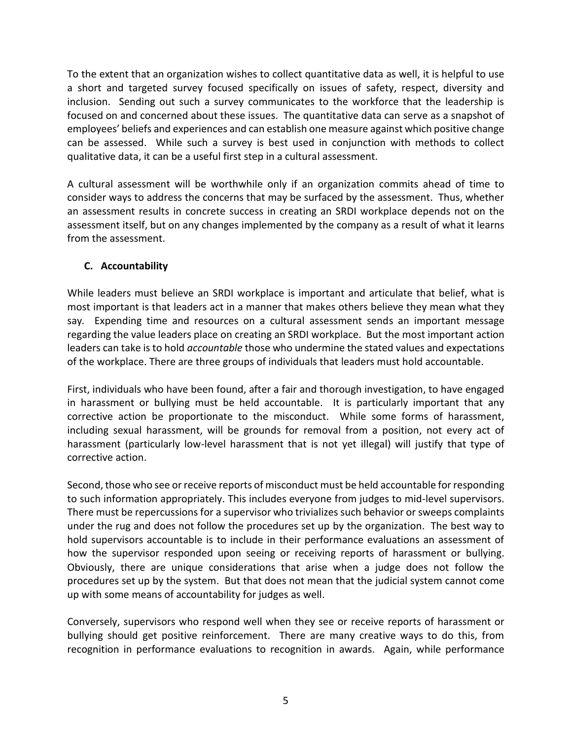To the extent that an organization wishes to collect quantitative data as well, it is helpful to use a short and targeted survey focused specifically on issues of safety, respect, diversity and inclusion. Sending out such a survey communicates to the workforce that the leadership is focused on and concerned about these issues. The quantitative data can serve as a snapshot of employees' beliefs and experiences and can establish one measure against which positive change can be assessed. While such a survey is best used in conjunction with methods to collect qualitative data, it can be a useful first step in a cultural assessment.

A cultural assessment will be worthwhile only if an organization commits ahead of time to consider ways to address the concerns that may be surfaced by the assessment. Thus, whether an assessment results in concrete success in creating an SRDI workplace depends not on the assessment itself, but on any changes implemented by the company as a result of what it learns from the assessment.

### C. Accountability

While leaders must believe an SRDI workplace is important and articulate that belief, what is most important is that leaders act in a manner that makes others believe they mean what they say. Expending time and resources on a cultural assessment sends an important message regarding the value leaders place on creating an SRDI workplace. But the most important action leaders can take is to hold *accountable* those who undermine the stated values and expectations of the workplace. There are three groups of individuals that leaders must hold accountable.

First, individuals who have been found, after a fair and thorough investigation, to have engaged in harassment or bullying must be held accountable. It is particularly important that any corrective action be proportionate to the misconduct. While some forms of harassment, including sexual harassment, will be grounds for removal from a position, not every act of harassment (particularly low-level harassment that is not yet illegal) will justify that type of corrective action.

Second, those who see or receive reports of misconduct must be held accountable for responding to such information appropriately. This includes everyone from judges to mid-level supervisors. There must be repercussions for a supervisor who trivializes such behavior or sweeps complaints under the rug and does not follow the procedures set up by the organization. The best way to hold supervisors accountable is to include in their performance evaluations an assessment of how the supervisor responded upon seeing or receiving reports of harassment or bullying. Obviously, there are unique considerations that arise when a judge does not follow the procedures set up by the system. But that does not mean that the judicial system cannot come up with some means of accountability for judges as well.

Conversely, supervisors who respond well when they see or receive reports of harassment or bullying should get positive reinforcement. There are many creative ways to do this, from recognition in performance evaluations to recognition in awards. Again, while performance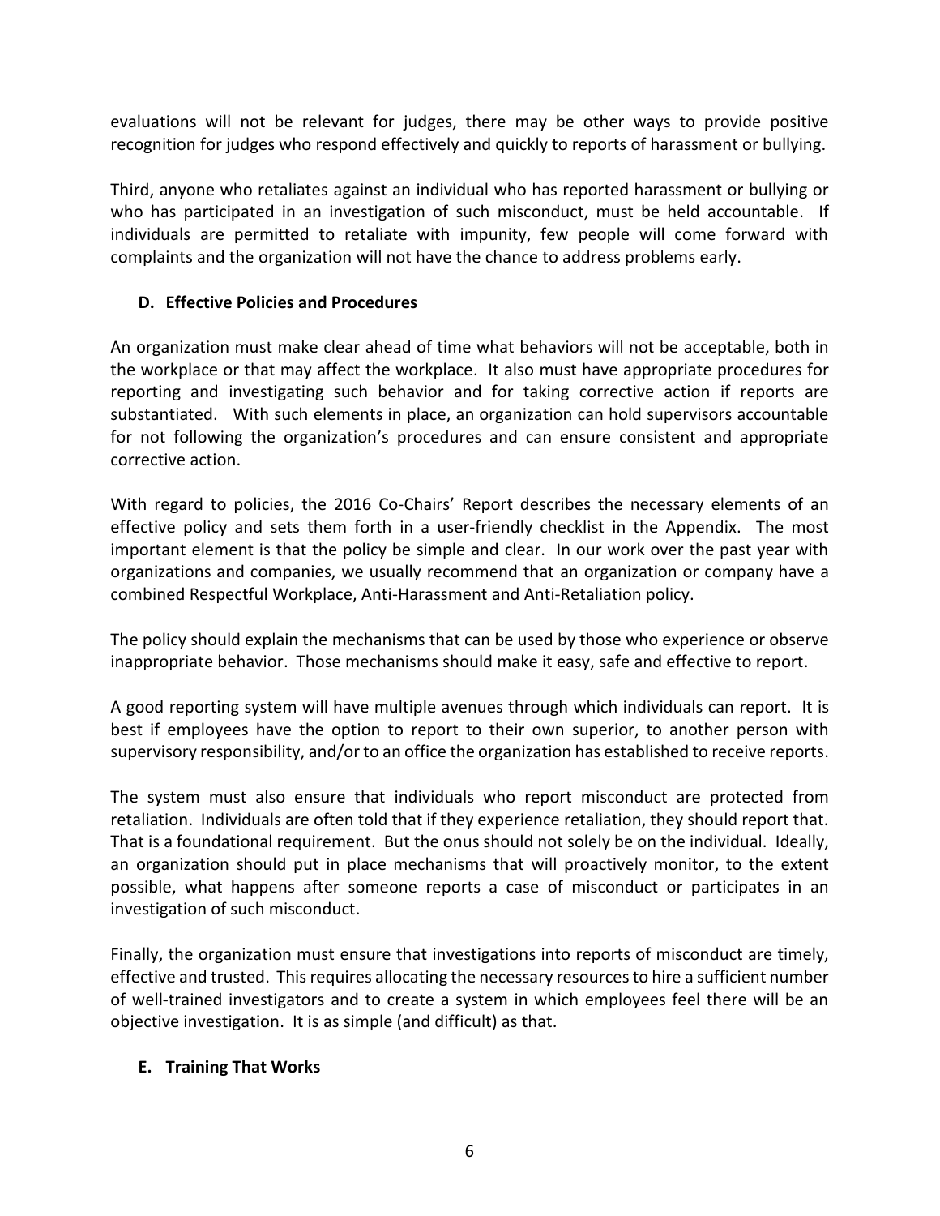evaluations will not be relevant for judges, there may be other ways to provide positive recognition for judges who respond effectively and quickly to reports of harassment or bullying.

Third, anyone who retaliates against an individual who has reported harassment or bullying or who has participated in an investigation of such misconduct, must be held accountable. If individuals are permitted to retaliate with impunity, few people will come forward with complaints and the organization will not have the chance to address problems early.

### D. Effective Policies and Procedures

An organization must make clear ahead of time what behaviors will not be acceptable, both in the workplace or that may affect the workplace. It also must have appropriate procedures for reporting and investigating such behavior and for taking corrective action if reports are substantiated. With such elements in place, an organization can hold supervisors accountable for not following the organization's procedures and can ensure consistent and appropriate corrective action.

With regard to policies, the 2016 Co-Chairs' Report describes the necessary elements of an effective policy and sets them forth in a user-friendly checklist in the Appendix. The most important element is that the policy be simple and clear. In our work over the past year with organizations and companies, we usually recommend that an organization or company have a combined Respectful Workplace, Anti-Harassment and Anti-Retaliation policy.

The policy should explain the mechanisms that can be used by those who experience or observe inappropriate behavior. Those mechanisms should make it easy, safe and effective to report.

A good reporting system will have multiple avenues through which individuals can report. It is best if employees have the option to report to their own superior, to another person with supervisory responsibility, and/or to an office the organization has established to receive reports.

The system must also ensure that individuals who report misconduct are protected from retaliation. Individuals are often told that if they experience retaliation, they should report that. That is a foundational requirement. But the onus should not solely be on the individual. Ideally, an organization should put in place mechanisms that will proactively monitor, to the extent possible, what happens after someone reports a case of misconduct or participates in an investigation of such misconduct.

Finally, the organization must ensure that investigations into reports of misconduct are timely, effective and trusted. This requires allocating the necessary resources to hire a sufficient number of well-trained investigators and to create a system in which employees feel there will be an objective investigation. It is as simple (and difficult) as that.

### E. Training That Works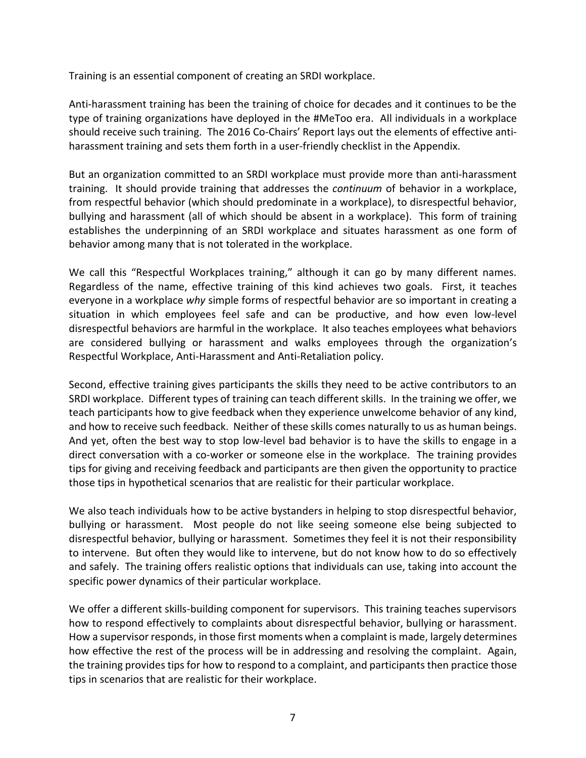Training is an essential component of creating an SRDI workplace.

Anti-harassment training has been the training of choice for decades and it continues to be the type of training organizations have deployed in the #MeToo era. All individuals in a workplace should receive such training. The 2016 Co-Chairs' Report lays out the elements of effective anti-harassment training and sets them forth in a user-friendly checklist in the Appendix.

But an organization committed to an SRDI workplace must provide more than anti-harassment training. It should provide training that addresses the *continuum* of behavior in a workplace, from respectful behavior (which should predominate in a workplace), to disrespectful behavior, bullying and harassment (all of which should be absent in a workplace). This form of training establishes the underpinning of an SRDI workplace and situates harassment as one form of behavior among many that is not tolerated in the workplace.

We call this "Respectful Workplaces training," although it can go by many different names. Regardless of the name, effective training of this kind achieves two goals. First, it teaches everyone in a workplace *why* simple forms of respectful behavior are so important in creating a situation in which employees feel safe and can be productive, and how even low-level disrespectful behaviors are harmful in the workplace. It also teaches employees what behaviors are considered bullying or harassment and walks employees through the organization's Respectful Workplace, Anti-Harassment and Anti-Retaliation policy.

Second, effective training gives participants the skills they need to be active contributors to an SRDI workplace. Different types of training can teach different skills. In the training we offer, we teach participants how to give feedback when they experience unwelcome behavior of any kind, and how to receive such feedback. Neither of these skills comes naturally to us as human beings. And yet, often the best way to stop low-level bad behavior is to have the skills to engage in a direct conversation with a co-worker or someone else in the workplace. The training provides tips for giving and receiving feedback and participants are then given the opportunity to practice those tips in hypothetical scenarios that are realistic for their particular workplace.

We also teach individuals how to be active bystanders in helping to stop disrespectful behavior, bullying or harassment. Most people do not like seeing someone else being subjected to disrespectful behavior, bullying or harassment. Sometimes they feel it is not their responsibility to intervene. But often they would like to intervene, but do not know how to do so effectively and safely. The training offers realistic options that individuals can use, taking into account the specific power dynamics of their particular workplace.

We offer a different skills-building component for supervisors. This training teaches supervisors how to respond effectively to complaints about disrespectful behavior, bullying or harassment. How a supervisor responds, in those first moments when a complaint is made, largely determines how effective the rest of the process will be in addressing and resolving the complaint. Again, the training provides tips for how to respond to a complaint, and participants then practice those tips in scenarios that are realistic for their workplace.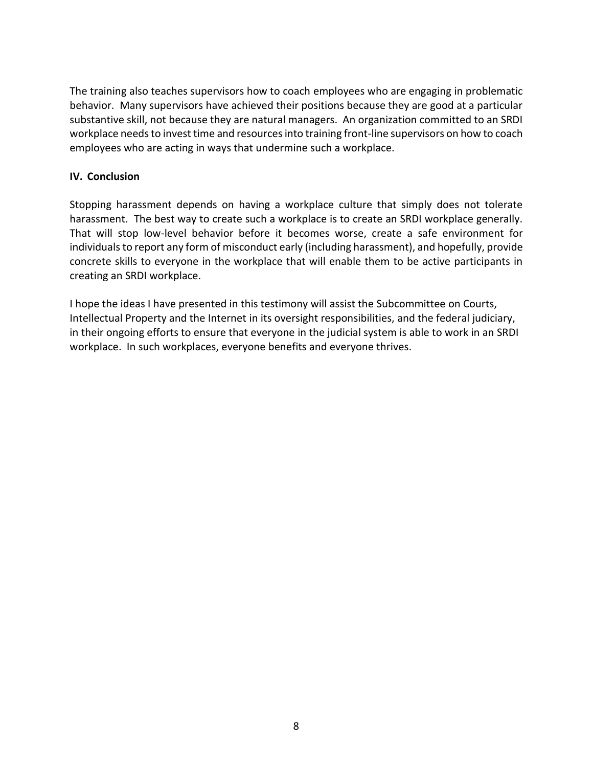The training also teaches supervisors how to coach employees who are engaging in problematic behavior. Many supervisors have achieved their positions because they are good at a particular substantive skill, not because they are natural managers. An organization committed to an SRDI workplace needs to invest time and resources into training front-line supervisors on how to coach employees who are acting in ways that undermine such a workplace.

## IV. Conclusion

Stopping harassment depends on having a workplace culture that simply does not tolerate harassment. The best way to create such a workplace is to create an SRDI workplace generally. That will stop low-level behavior before it becomes worse, create a safe environment for individuals to report any form of misconduct early (including harassment), and hopefully, provide concrete skills to everyone in the workplace that will enable them to be active participants in creating an SRDI workplace.

I hope the ideas I have presented in this testimony will assist the Subcommittee on Courts, Intellectual Property and the Internet in its oversight responsibilities, and the federal judiciary, in their ongoing efforts to ensure that everyone in the judicial system is able to work in an SRDI workplace. In such workplaces, everyone benefits and everyone thrives.